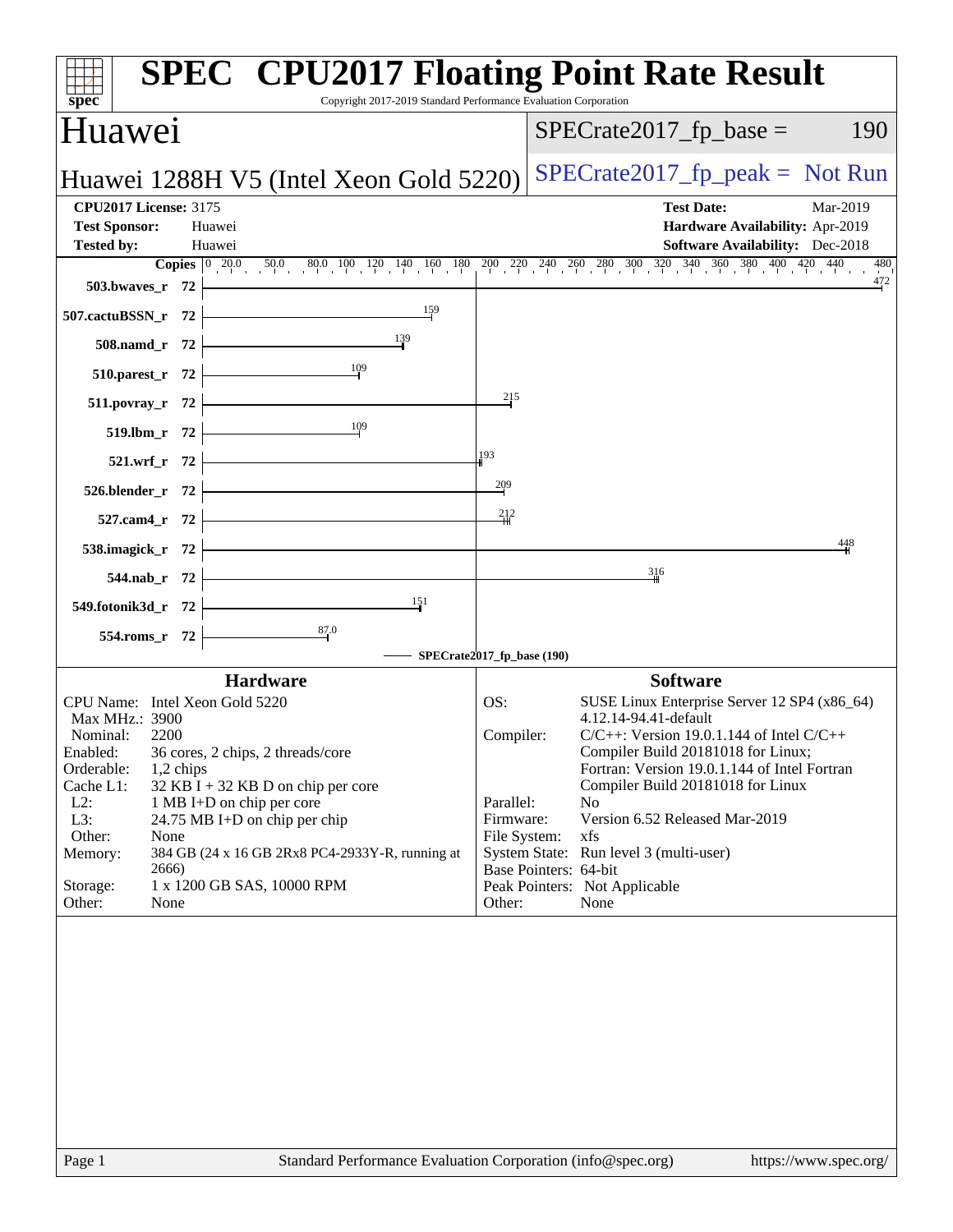# SPEC CPU2017 Floating Point Rate Result

Copyright 2017-2019 Standard Performance Evaluation Corporation

## Huawei

**Huawei 1288H V5 (Intel Xeon Gold 5220)**

SPECrate2017_fp_base = 190

SPECrate2017_fp_peak = Not Run

| | | | |
|---|---|---|---|
| **CPU2017 License:** | 3175 | **Test Date:** | Mar-2019 |
| **Test Sponsor:** | Huawei | **Hardware Availability:** | Apr-2019 |
| **Tested by:** | Huawei | **Software Availability:** | Dec-2018 |

| Benchmark | Copies | SPECrate2017_fp_base |
|---|---|---|
| 503.bwaves_r | 72 | 472 |
| 507.cactuBSSN_r | 72 | 159 |
| 508.namd_r | 72 | 139 |
| 510.parest_r | 72 | 109 |
| 511.povray_r | 72 | 215 |
| 519.lbm_r | 72 | 109 |
| 521.wrf_r | 72 | 193 |
| 526.blender_r | 72 | 209 |
| 527.cam4_r | 72 | 212 |
| 538.imagick_r | 72 | 448 |
| 544.nab_r | 72 | 316 |
| 549.fotonik3d_r | 72 | 151 |
| 554.roms_r | 72 | 87.0 |

SPECrate2017_fp_base (190)

### Hardware

| | |
|---|---|
| CPU Name: | Intel Xeon Gold 5220 |
| Max MHz.: | 3900 |
| Nominal: | 2200 |
| Enabled: | 36 cores, 2 chips, 2 threads/core |
| Orderable: | 1,2 chips |
| Cache L1: | 32 KB I + 32 KB D on chip per core |
| L2: | 1 MB I+D on chip per core |
| L3: | 24.75 MB I+D on chip per chip |
| Other: | None |
| Memory: | 384 GB (24 x 16 GB 2Rx8 PC4-2933Y-R, running at 2666) |
| Storage: | 1 x 1200 GB SAS, 10000 RPM |
| Other: | None |

### Software

| | |
|---|---|
| OS: | SUSE Linux Enterprise Server 12 SP4 (x86_64) 4.12.14-94.41-default |
| Compiler: | C/C++: Version 19.0.1.144 of Intel C/C++ Compiler Build 20181018 for Linux; Fortran: Version 19.0.1.144 of Intel Fortran Compiler Build 20181018 for Linux |
| Parallel: | No |
| Firmware: | Version 6.52 Released Mar-2019 |
| File System: | xfs |
| System State: | Run level 3 (multi-user) |
| Base Pointers: | 64-bit |
| Peak Pointers: | Not Applicable |
| Other: | None |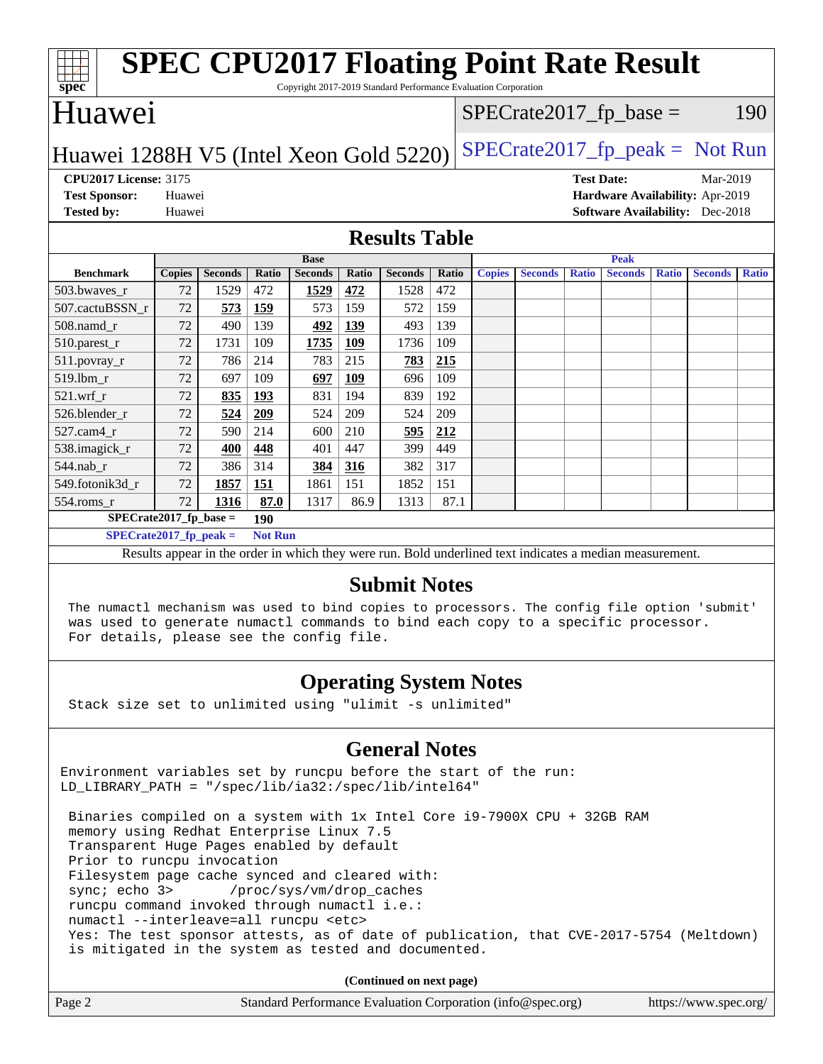# SPEC CPU2017 Floating Point Rate Result

Copyright 2017-2019 Standard Performance Evaluation Corporation

## Huawei

Huawei 1288H V5 (Intel Xeon Gold 5220)

SPECrate2017_fp_base = 190

SPECrate2017_fp_peak = Not Run

**CPU2017 License:** 3175
**Test Sponsor:** Huawei
**Tested by:** Huawei

**Test Date:** Mar-2019
**Hardware Availability:** Apr-2019
**Software Availability:** Dec-2018

## Results Table

| Benchmark | Base | | | | | | | Peak | | | | | | |
|---|---|---|---|---|---|---|---|---|---|---|---|---|---|---|
| | Copies | Seconds | Ratio | Seconds | Ratio | Seconds | Ratio | Copies | Seconds | Ratio | Seconds | Ratio | Seconds | Ratio |
| 503.bwaves_r | 72 | 1529 | 472 | **1529** | **472** | 1528 | 472 | | | | | | | |
| 507.cactuBSSN_r | 72 | **573** | **159** | 573 | 159 | 572 | 159 | | | | | | | |
| 508.namd_r | 72 | 490 | 139 | **492** | **139** | 493 | 139 | | | | | | | |
| 510.parest_r | 72 | 1731 | 109 | **1735** | **109** | 1736 | 109 | | | | | | | |
| 511.povray_r | 72 | 786 | 214 | 783 | 215 | **783** | **215** | | | | | | | |
| 519.lbm_r | 72 | 697 | 109 | **697** | **109** | 696 | 109 | | | | | | | |
| 521.wrf_r | 72 | **835** | **193** | 831 | 194 | 839 | 192 | | | | | | | |
| 526.blender_r | 72 | **524** | **209** | 524 | 209 | 524 | 209 | | | | | | | |
| 527.cam4_r | 72 | 590 | 214 | 600 | 210 | **595** | **212** | | | | | | | |
| 538.imagick_r | 72 | **400** | **448** | 401 | 447 | 399 | 449 | | | | | | | |
| 544.nab_r | 72 | 386 | 314 | **384** | **316** | 382 | 317 | | | | | | | |
| 549.fotonik3d_r | 72 | **1857** | **151** | 1861 | 151 | 1852 | 151 | | | | | | | |
| 554.roms_r | 72 | **1316** | **87.0** | 1317 | 86.9 | 1313 | 87.1 | | | | | | | |

**SPECrate2017_fp_base = 190**

**SPECrate2017_fp_peak = Not Run**

Results appear in the order in which they were run. Bold underlined text indicates a median measurement.

## Submit Notes

The numactl mechanism was used to bind copies to processors. The config file option 'submit' was used to generate numactl commands to bind each copy to a specific processor. For details, please see the config file.

## Operating System Notes

Stack size set to unlimited using "ulimit -s unlimited"

## General Notes

```
Environment variables set by runcpu before the start of the run:
LD_LIBRARY_PATH = "/spec/lib/ia32:/spec/lib/intel64"

 Binaries compiled on a system with 1x Intel Core i9-7900X CPU + 32GB RAM
 memory using Redhat Enterprise Linux 7.5
 Transparent Huge Pages enabled by default
 Prior to runcpu invocation
 Filesystem page cache synced and cleared with:
 sync; echo 3>       /proc/sys/vm/drop_caches
 runcpu command invoked through numactl i.e.:
 numactl --interleave=all runcpu <etc>
 Yes: The test sponsor attests, as of date of publication, that CVE-2017-5754 (Meltdown)
 is mitigated in the system as tested and documented.
```

**(Continued on next page)**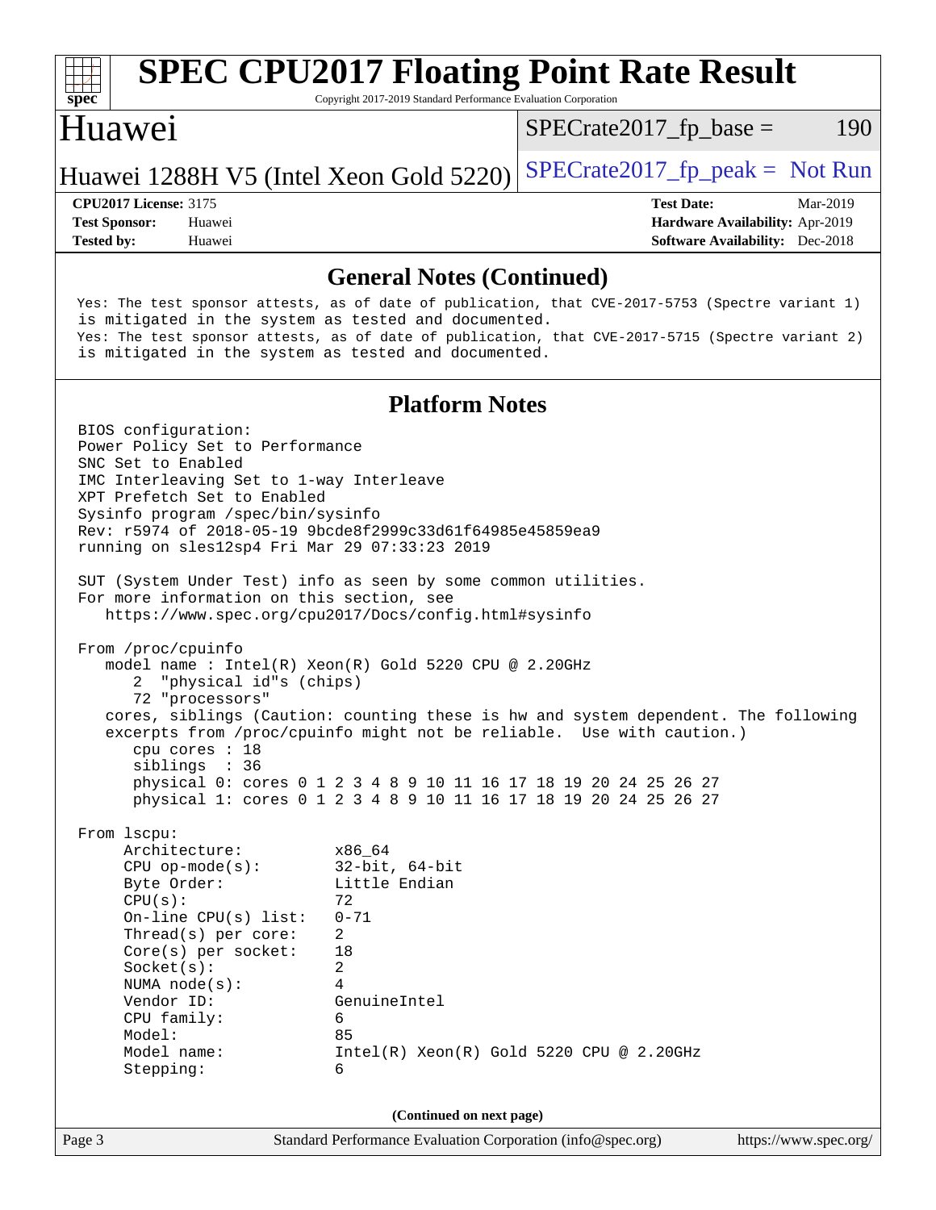## General Notes (Continued)

```
Yes: The test sponsor attests, as of date of publication, that CVE-2017-5753 (Spectre variant 1)
is mitigated in the system as tested and documented.
Yes: The test sponsor attests, as of date of publication, that CVE-2017-5715 (Spectre variant 2)
is mitigated in the system as tested and documented.
```

## Platform Notes

```
BIOS configuration:
Power Policy Set to Performance
SNC Set to Enabled
IMC Interleaving Set to 1-way Interleave
XPT Prefetch Set to Enabled
Sysinfo program /spec/bin/sysinfo
Rev: r5974 of 2018-05-19 9bcde8f2999c33d61f64985e45859ea9
running on sles12sp4 Fri Mar 29 07:33:23 2019

SUT (System Under Test) info as seen by some common utilities.
For more information on this section, see
   https://www.spec.org/cpu2017/Docs/config.html#sysinfo

From /proc/cpuinfo
   model name : Intel(R) Xeon(R) Gold 5220 CPU @ 2.20GHz
      2  "physical id"s (chips)
      72 "processors"
   cores, siblings (Caution: counting these is hw and system dependent. The following
   excerpts from /proc/cpuinfo might not be reliable.  Use with caution.)
      cpu cores : 18
      siblings  : 36
      physical 0: cores 0 1 2 3 4 8 9 10 11 16 17 18 19 20 24 25 26 27
      physical 1: cores 0 1 2 3 4 8 9 10 11 16 17 18 19 20 24 25 26 27

From lscpu:
     Architecture:          x86_64
     CPU op-mode(s):        32-bit, 64-bit
     Byte Order:            Little Endian
     CPU(s):                72
     On-line CPU(s) list:   0-71
     Thread(s) per core:    2
     Core(s) per socket:    18
     Socket(s):             2
     NUMA node(s):          4
     Vendor ID:             GenuineIntel
     CPU family:            6
     Model:                 85
     Model name:            Intel(R) Xeon(R) Gold 5220 CPU @ 2.20GHz
     Stepping:              6
```

(Continued on next page)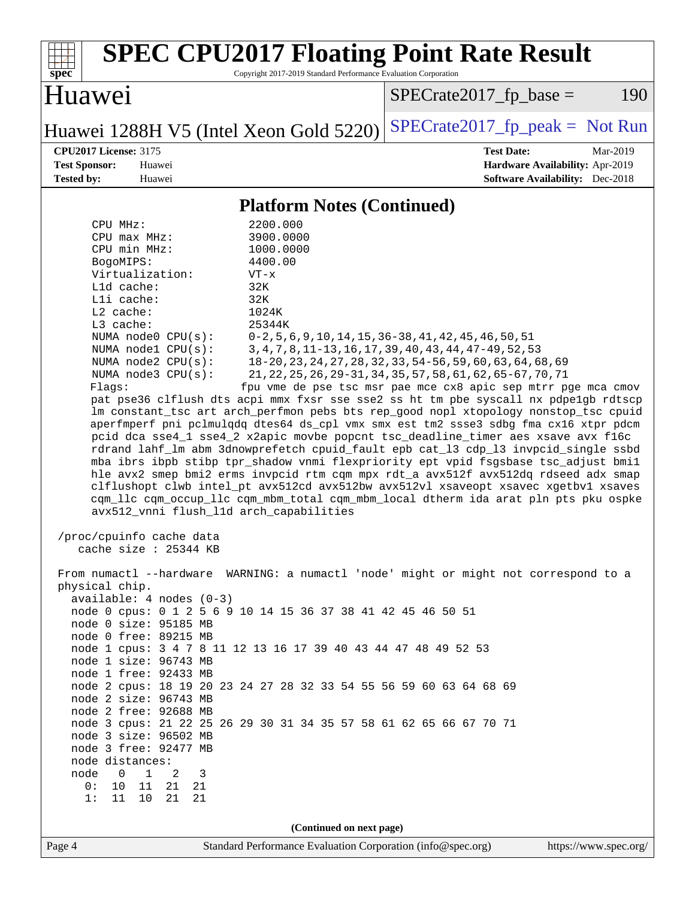## Platform Notes (Continued)

```
     CPU MHz:                2200.000
     CPU max MHz:            3900.0000
     CPU min MHz:            1000.0000
     BogoMIPS:               4400.00
     Virtualization:         VT-x
     L1d cache:              32K
     L1i cache:              32K
     L2 cache:               1024K
     L3 cache:               25344K
     NUMA node0 CPU(s):      0-2,5,6,9,10,14,15,36-38,41,42,45,46,50,51
     NUMA node1 CPU(s):      3,4,7,8,11-13,16,17,39,40,43,44,47-49,52,53
     NUMA node2 CPU(s):      18-20,23,24,27,28,32,33,54-56,59,60,63,64,68,69
     NUMA node3 CPU(s):      21,22,25,26,29-31,34,35,57,58,61,62,65-67,70,71
     Flags:                 fpu vme de pse tsc msr pae mce cx8 apic sep mtrr pge mca cmov
     pat pse36 clflush dts acpi mmx fxsr sse sse2 ss ht tm pbe syscall nx pdpe1gb rdtscp
     lm constant_tsc art arch_perfmon pebs bts rep_good nopl xtopology nonstop_tsc cpuid
     aperfmperf pni pclmulqdq dtes64 ds_cpl vmx smx est tm2 ssse3 sdbg fma cx16 xtpr pdcm
     pcid dca sse4_1 sse4_2 x2apic movbe popcnt tsc_deadline_timer aes xsave avx f16c
     rdrand lahf_lm abm 3dnowprefetch cpuid_fault epb cat_l3 cdp_l3 invpcid_single ssbd
     mba ibrs ibpb stibp tpr_shadow vnmi flexpriority ept vpid fsgsbase tsc_adjust bmi1
     hle avx2 smep bmi2 erms invpcid rtm cqm mpx rdt_a avx512f avx512dq rdseed adx smap
     clflushopt clwb intel_pt avx512cd avx512bw avx512vl xsaveopt xsavec xgetbv1 xsaves
     cqm_llc cqm_occup_llc cqm_mbm_total cqm_mbm_local dtherm ida arat pln pts pku ospke
     avx512_vnni flush_l1d arch_capabilities

 /proc/cpuinfo cache data
    cache size : 25344 KB

 From numactl --hardware  WARNING: a numactl 'node' might or might not correspond to a
 physical chip.
   available: 4 nodes (0-3)
   node 0 cpus: 0 1 2 5 6 9 10 14 15 36 37 38 41 42 45 46 50 51
   node 0 size: 95185 MB
   node 0 free: 89215 MB
   node 1 cpus: 3 4 7 8 11 12 13 16 17 39 40 43 44 47 48 49 52 53
   node 1 size: 96743 MB
   node 1 free: 92433 MB
   node 2 cpus: 18 19 20 23 24 27 28 32 33 54 55 56 59 60 63 64 68 69
   node 2 size: 96743 MB
   node 2 free: 92688 MB
   node 3 cpus: 21 22 25 26 29 30 31 34 35 57 58 61 62 65 66 67 70 71
   node 3 size: 96502 MB
   node 3 free: 92477 MB
   node distances:
   node   0   1   2   3
     0:  10  11  21  21
     1:  11  10  21  21
```

**(Continued on next page)**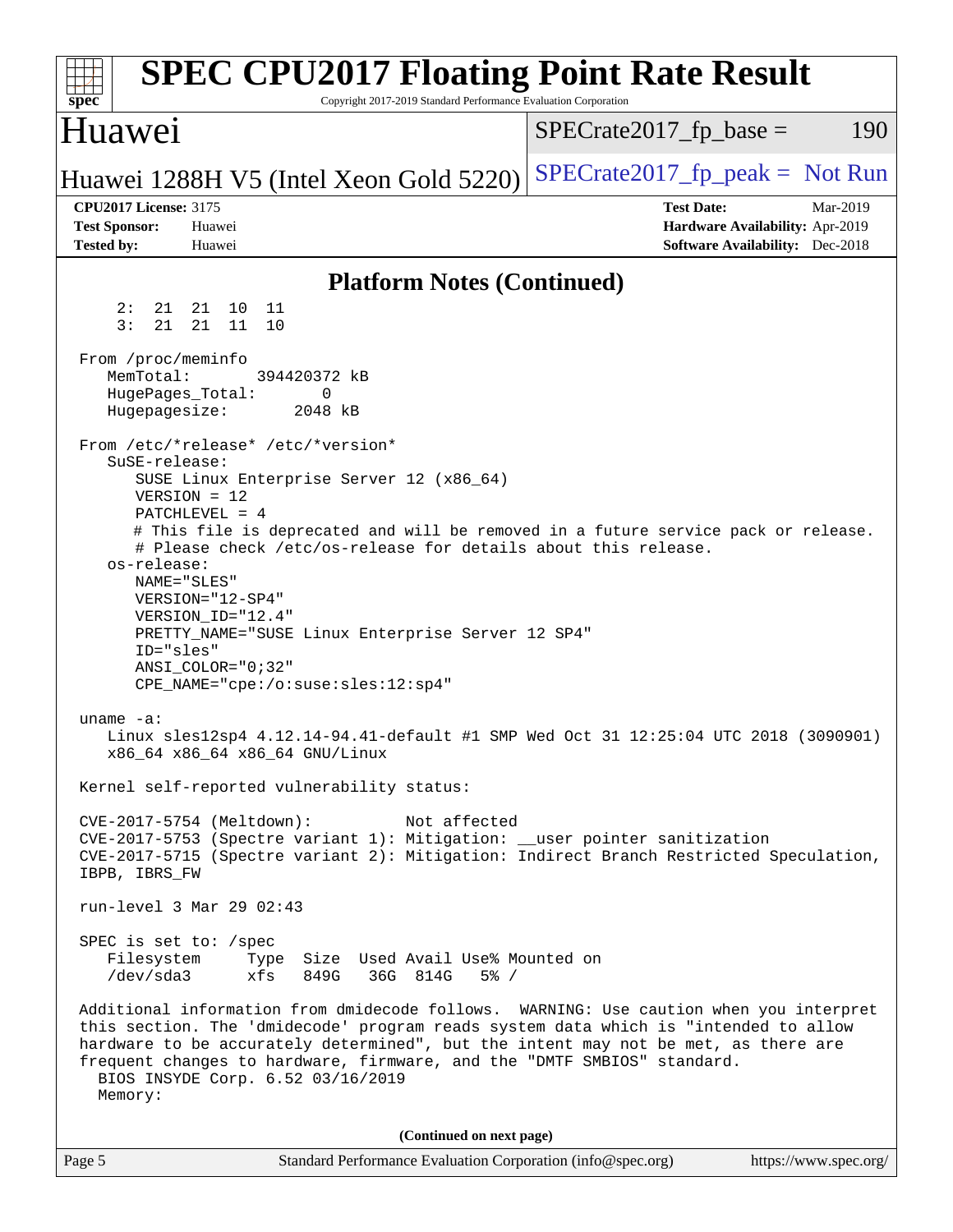## Platform Notes (Continued)

```
     2:  21  21  10  11
     3:  21  21  11  10

 From /proc/meminfo
    MemTotal:       394420372 kB
    HugePages_Total:       0
    Hugepagesize:       2048 kB

 From /etc/*release* /etc/*version*
    SuSE-release:
       SUSE Linux Enterprise Server 12 (x86_64)
       VERSION = 12
       PATCHLEVEL = 4
       # This file is deprecated and will be removed in a future service pack or release.
       # Please check /etc/os-release for details about this release.
    os-release:
       NAME="SLES"
       VERSION="12-SP4"
       VERSION_ID="12.4"
       PRETTY_NAME="SUSE Linux Enterprise Server 12 SP4"
       ID="sles"
       ANSI_COLOR="0;32"
       CPE_NAME="cpe:/o:suse:sles:12:sp4"

 uname -a:
    Linux sles12sp4 4.12.14-94.41-default #1 SMP Wed Oct 31 12:25:04 UTC 2018 (3090901)
    x86_64 x86_64 x86_64 GNU/Linux

 Kernel self-reported vulnerability status:

 CVE-2017-5754 (Meltdown):          Not affected
 CVE-2017-5753 (Spectre variant 1): Mitigation: __user pointer sanitization
 CVE-2017-5715 (Spectre variant 2): Mitigation: Indirect Branch Restricted Speculation,
 IBPB, IBRS_FW

 run-level 3 Mar 29 02:43

 SPEC is set to: /spec
    Filesystem     Type  Size  Used Avail Use% Mounted on
    /dev/sda3      xfs   849G   36G  814G   5% /

 Additional information from dmidecode follows.  WARNING: Use caution when you interpret
 this section. The 'dmidecode' program reads system data which is "intended to allow
 hardware to be accurately determined", but the intent may not be met, as there are
 frequent changes to hardware, firmware, and the "DMTF SMBIOS" standard.
   BIOS INSYDE Corp. 6.52 03/16/2019
   Memory:
```

(Continued on next page)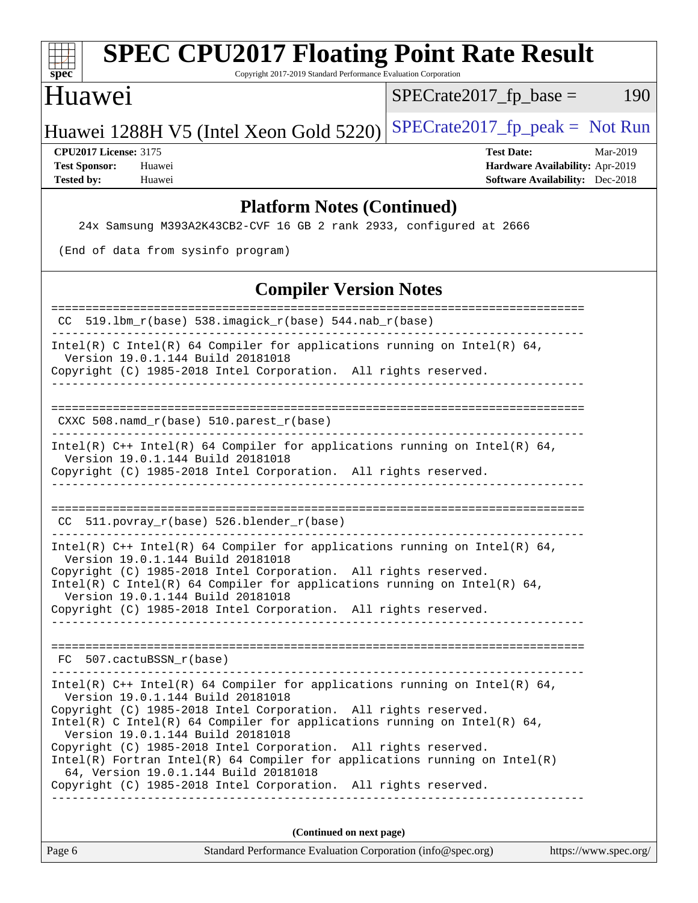## Platform Notes (Continued)

```
    24x Samsung M393A2K43CB2-CVF 16 GB 2 rank 2933, configured at 2666

 (End of data from sysinfo program)
```

## Compiler Version Notes

```
==============================================================================
 CC  519.lbm_r(base) 538.imagick_r(base) 544.nab_r(base)
------------------------------------------------------------------------------
Intel(R) C Intel(R) 64 Compiler for applications running on Intel(R) 64,
  Version 19.0.1.144 Build 20181018
Copyright (C) 1985-2018 Intel Corporation.  All rights reserved.
------------------------------------------------------------------------------

==============================================================================
 CXXC 508.namd_r(base) 510.parest_r(base)
------------------------------------------------------------------------------
Intel(R) C++ Intel(R) 64 Compiler for applications running on Intel(R) 64,
  Version 19.0.1.144 Build 20181018
Copyright (C) 1985-2018 Intel Corporation.  All rights reserved.
------------------------------------------------------------------------------

==============================================================================
 CC  511.povray_r(base) 526.blender_r(base)
------------------------------------------------------------------------------
Intel(R) C++ Intel(R) 64 Compiler for applications running on Intel(R) 64,
  Version 19.0.1.144 Build 20181018
Copyright (C) 1985-2018 Intel Corporation.  All rights reserved.
Intel(R) C Intel(R) 64 Compiler for applications running on Intel(R) 64,
  Version 19.0.1.144 Build 20181018
Copyright (C) 1985-2018 Intel Corporation.  All rights reserved.
------------------------------------------------------------------------------

==============================================================================
 FC  507.cactuBSSN_r(base)
------------------------------------------------------------------------------
Intel(R) C++ Intel(R) 64 Compiler for applications running on Intel(R) 64,
  Version 19.0.1.144 Build 20181018
Copyright (C) 1985-2018 Intel Corporation.  All rights reserved.
Intel(R) C Intel(R) 64 Compiler for applications running on Intel(R) 64,
  Version 19.0.1.144 Build 20181018
Copyright (C) 1985-2018 Intel Corporation.  All rights reserved.
Intel(R) Fortran Intel(R) 64 Compiler for applications running on Intel(R)
  64, Version 19.0.1.144 Build 20181018
Copyright (C) 1985-2018 Intel Corporation.  All rights reserved.
------------------------------------------------------------------------------
```

**(Continued on next page)**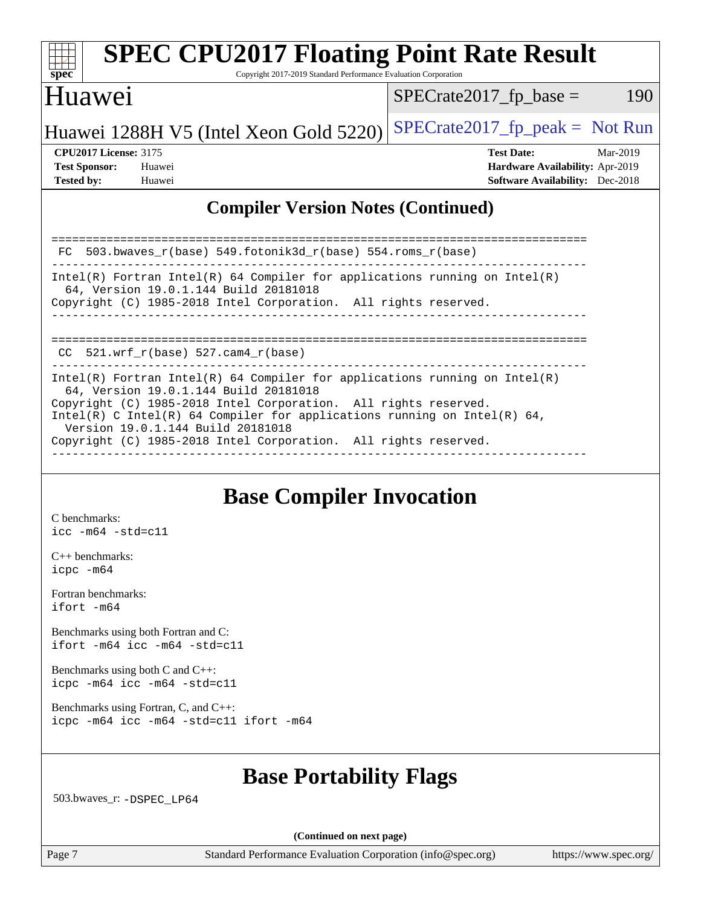## Compiler Version Notes (Continued)

```
==============================================================================
 FC  503.bwaves_r(base) 549.fotonik3d_r(base) 554.roms_r(base)
------------------------------------------------------------------------------
Intel(R) Fortran Intel(R) 64 Compiler for applications running on Intel(R)
  64, Version 19.0.1.144 Build 20181018
Copyright (C) 1985-2018 Intel Corporation.  All rights reserved.
------------------------------------------------------------------------------

==============================================================================
 CC  521.wrf_r(base) 527.cam4_r(base)
------------------------------------------------------------------------------
Intel(R) Fortran Intel(R) 64 Compiler for applications running on Intel(R)
  64, Version 19.0.1.144 Build 20181018
Copyright (C) 1985-2018 Intel Corporation.  All rights reserved.
Intel(R) C Intel(R) 64 Compiler for applications running on Intel(R) 64,
  Version 19.0.1.144 Build 20181018
Copyright (C) 1985-2018 Intel Corporation.  All rights reserved.
------------------------------------------------------------------------------
```

## Base Compiler Invocation

C benchmarks:
`icc -m64 -std=c11`

C++ benchmarks:
`icpc -m64`

Fortran benchmarks:
`ifort -m64`

Benchmarks using both Fortran and C:
`ifort -m64 icc -m64 -std=c11`

Benchmarks using both C and C++:
`icpc -m64 icc -m64 -std=c11`

Benchmarks using Fortran, C, and C++:
`icpc -m64 icc -m64 -std=c11 ifort -m64`

## Base Portability Flags

503.bwaves_r: `-DSPEC_LP64`

(Continued on next page)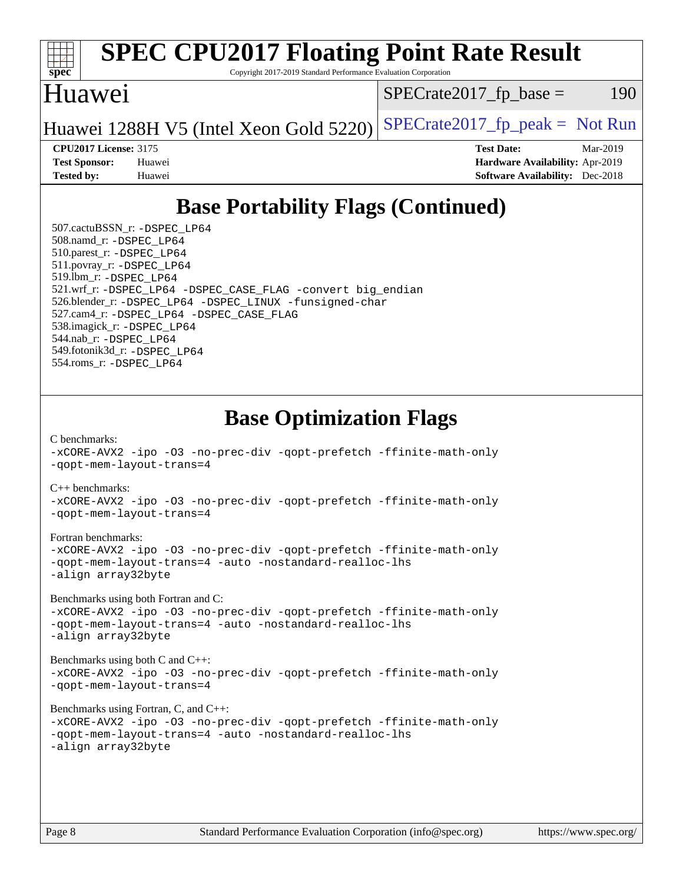# SPEC CPU2017 Floating Point Rate Result

Copyright 2017-2019 Standard Performance Evaluation Corporation

## Huawei

Huawei 1288H V5 (Intel Xeon Gold 5220)

SPECrate2017_fp_base = 190

SPECrate2017_fp_peak = Not Run

**CPU2017 License:** 3175
**Test Sponsor:** Huawei
**Tested by:** Huawei

**Test Date:** Mar-2019
**Hardware Availability:** Apr-2019
**Software Availability:** Dec-2018

## Base Portability Flags (Continued)

507.cactuBSSN_r: -DSPEC_LP64
508.namd_r: -DSPEC_LP64
510.parest_r: -DSPEC_LP64
511.povray_r: -DSPEC_LP64
519.lbm_r: -DSPEC_LP64
521.wrf_r: -DSPEC_LP64 -DSPEC_CASE_FLAG -convert big_endian
526.blender_r: -DSPEC_LP64 -DSPEC_LINUX -funsigned-char
527.cam4_r: -DSPEC_LP64 -DSPEC_CASE_FLAG
538.imagick_r: -DSPEC_LP64
544.nab_r: -DSPEC_LP64
549.fotonik3d_r: -DSPEC_LP64
554.roms_r: -DSPEC_LP64

## Base Optimization Flags

C benchmarks:
-xCORE-AVX2 -ipo -O3 -no-prec-div -qopt-prefetch -ffinite-math-only
-qopt-mem-layout-trans=4

C++ benchmarks:
-xCORE-AVX2 -ipo -O3 -no-prec-div -qopt-prefetch -ffinite-math-only
-qopt-mem-layout-trans=4

Fortran benchmarks:
-xCORE-AVX2 -ipo -O3 -no-prec-div -qopt-prefetch -ffinite-math-only
-qopt-mem-layout-trans=4 -auto -nostandard-realloc-lhs
-align array32byte

Benchmarks using both Fortran and C:
-xCORE-AVX2 -ipo -O3 -no-prec-div -qopt-prefetch -ffinite-math-only
-qopt-mem-layout-trans=4 -auto -nostandard-realloc-lhs
-align array32byte

Benchmarks using both C and C++:
-xCORE-AVX2 -ipo -O3 -no-prec-div -qopt-prefetch -ffinite-math-only
-qopt-mem-layout-trans=4

Benchmarks using Fortran, C, and C++:
-xCORE-AVX2 -ipo -O3 -no-prec-div -qopt-prefetch -ffinite-math-only
-qopt-mem-layout-trans=4 -auto -nostandard-realloc-lhs
-align array32byte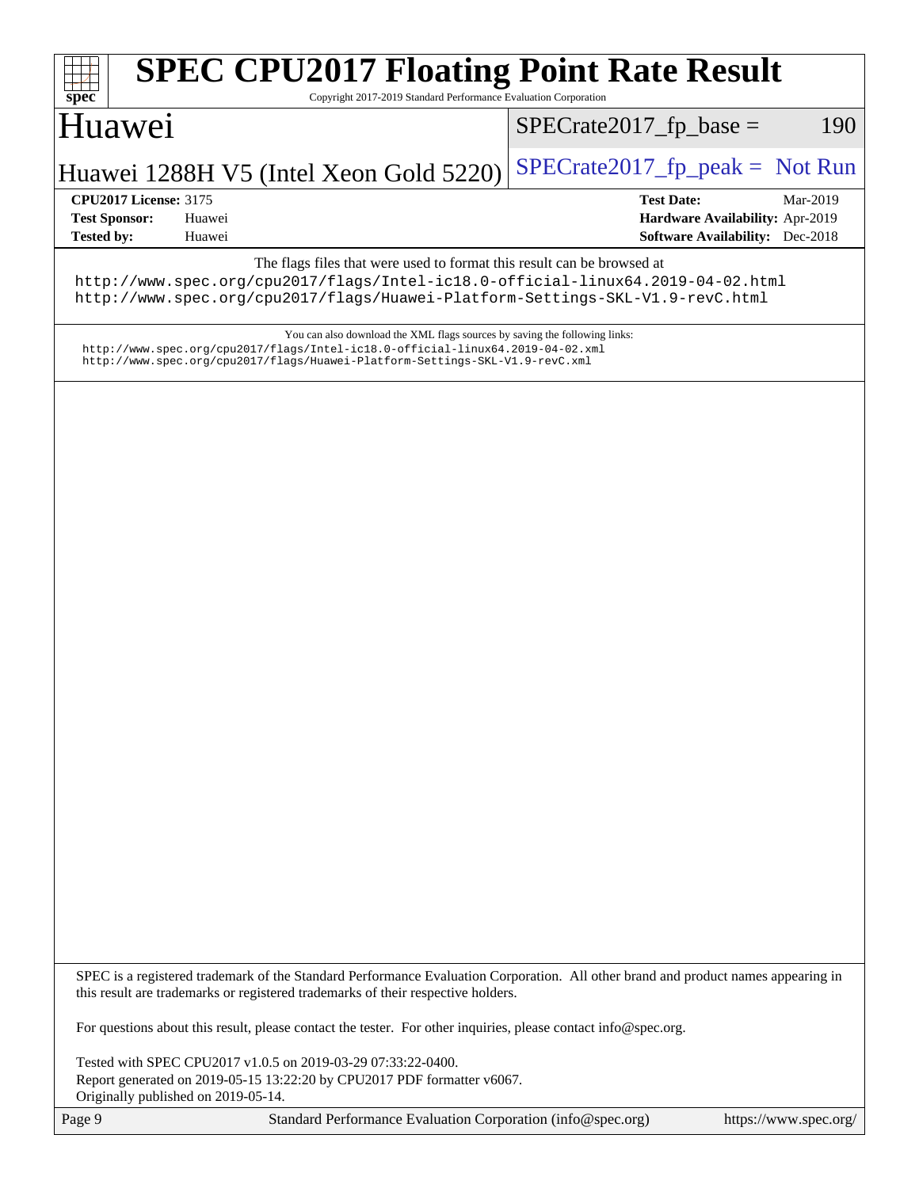The flags files that were used to format this result can be browsed at

```
http://www.spec.org/cpu2017/flags/Intel-ic18.0-official-linux64.2019-04-02.html
http://www.spec.org/cpu2017/flags/Huawei-Platform-Settings-SKL-V1.9-revC.html
```

You can also download the XML flags sources by saving the following links:

```
http://www.spec.org/cpu2017/flags/Intel-ic18.0-official-linux64.2019-04-02.xml
http://www.spec.org/cpu2017/flags/Huawei-Platform-Settings-SKL-V1.9-revC.xml
```

SPEC is a registered trademark of the Standard Performance Evaluation Corporation. All other brand and product names appearing in this result are trademarks or registered trademarks of their respective holders.

For questions about this result, please contact the tester. For other inquiries, please contact info@spec.org.

Tested with SPEC CPU2017 v1.0.5 on 2019-03-29 07:33:22-0400.
Report generated on 2019-05-15 13:22:20 by CPU2017 PDF formatter v6067.
Originally published on 2019-05-14.